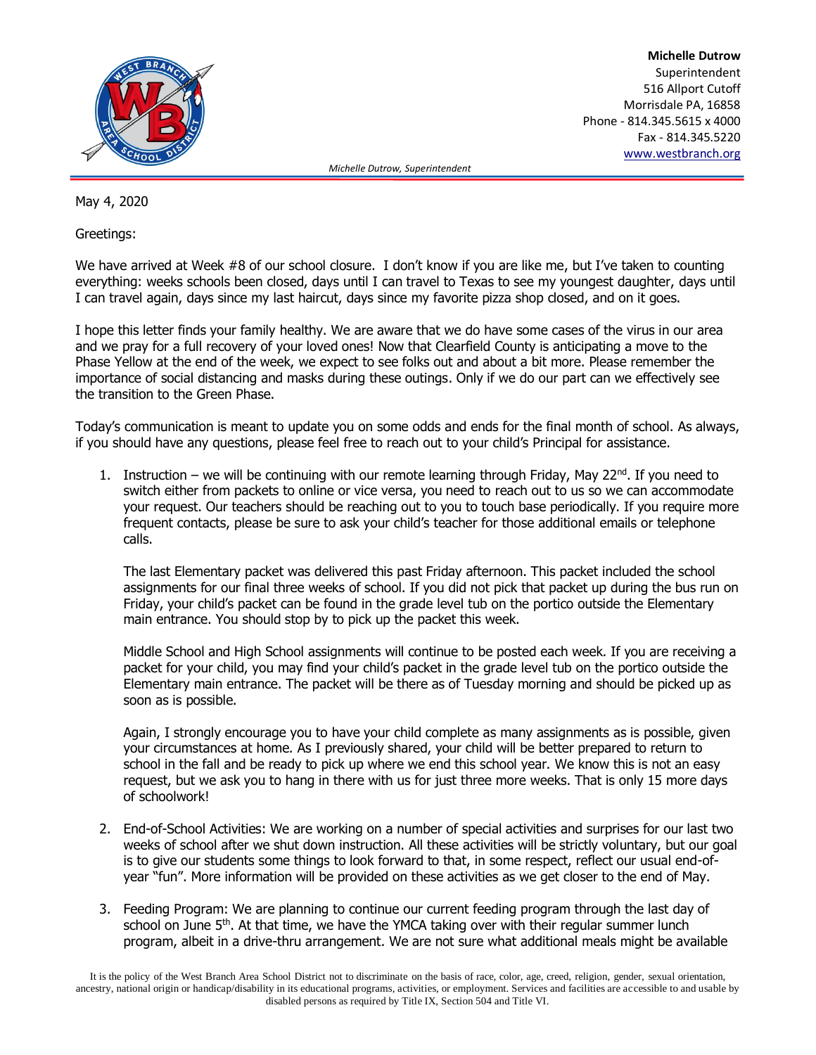**Michelle Dutrow**
Superintendent
516 Allport Cutoff
Morrisdale PA, 16858
Phone - 814.345.5615 x 4000
Fax - 814.345.5220
www.westbranch.org

*Michelle Dutrow, Superintendent*

May 4, 2020

Greetings:

We have arrived at Week #8 of our school closure. I don't know if you are like me, but I've taken to counting everything: weeks schools been closed, days until I can travel to Texas to see my youngest daughter, days until I can travel again, days since my last haircut, days since my favorite pizza shop closed, and on it goes.

I hope this letter finds your family healthy. We are aware that we do have some cases of the virus in our area and we pray for a full recovery of your loved ones! Now that Clearfield County is anticipating a move to the Phase Yellow at the end of the week, we expect to see folks out and about a bit more. Please remember the importance of social distancing and masks during these outings. Only if we do our part can we effectively see the transition to the Green Phase.

Today's communication is meant to update you on some odds and ends for the final month of school. As always, if you should have any questions, please feel free to reach out to your child's Principal for assistance.

1. Instruction – we will be continuing with our remote learning through Friday, May 22nd. If you need to switch either from packets to online or vice versa, you need to reach out to us so we can accommodate your request. Our teachers should be reaching out to you to touch base periodically. If you require more frequent contacts, please be sure to ask your child's teacher for those additional emails or telephone calls.

   The last Elementary packet was delivered this past Friday afternoon. This packet included the school assignments for our final three weeks of school. If you did not pick that packet up during the bus run on Friday, your child's packet can be found in the grade level tub on the portico outside the Elementary main entrance. You should stop by to pick up the packet this week.

   Middle School and High School assignments will continue to be posted each week. If you are receiving a packet for your child, you may find your child's packet in the grade level tub on the portico outside the Elementary main entrance. The packet will be there as of Tuesday morning and should be picked up as soon as is possible.

   Again, I strongly encourage you to have your child complete as many assignments as is possible, given your circumstances at home. As I previously shared, your child will be better prepared to return to school in the fall and be ready to pick up where we end this school year. We know this is not an easy request, but we ask you to hang in there with us for just three more weeks. That is only 15 more days of schoolwork!

2. End-of-School Activities: We are working on a number of special activities and surprises for our last two weeks of school after we shut down instruction. All these activities will be strictly voluntary, but our goal is to give our students some things to look forward to that, in some respect, reflect our usual end-of-year "fun". More information will be provided on these activities as we get closer to the end of May.

3. Feeding Program: We are planning to continue our current feeding program through the last day of school on June 5th. At that time, we have the YMCA taking over with their regular summer lunch program, albeit in a drive-thru arrangement. We are not sure what additional meals might be available

It is the policy of the West Branch Area School District not to discriminate on the basis of race, color, age, creed, religion, gender, sexual orientation, ancestry, national origin or handicap/disability in its educational programs, activities, or employment. Services and facilities are accessible to and usable by disabled persons as required by Title IX, Section 504 and Title VI.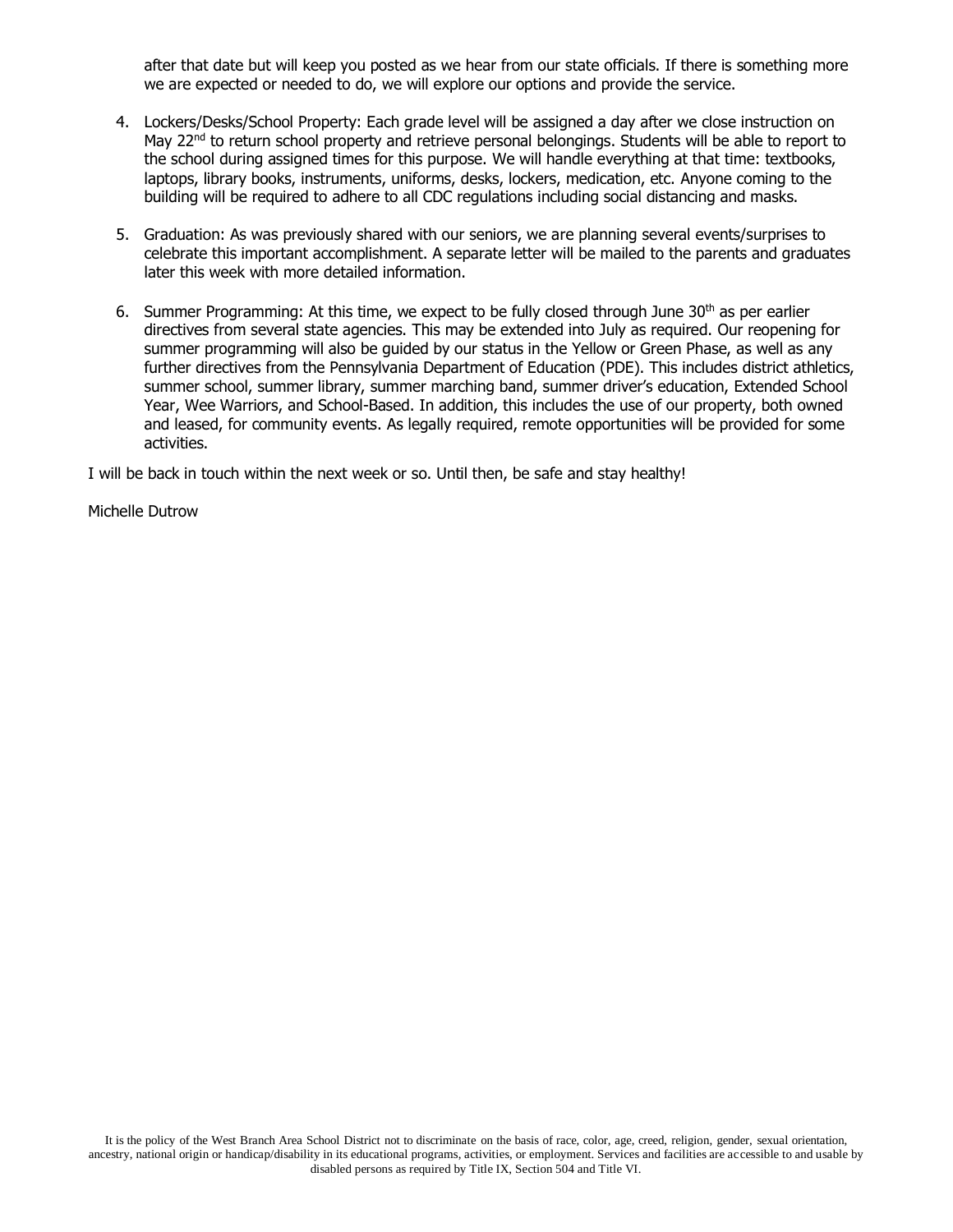after that date but will keep you posted as we hear from our state officials. If there is something more we are expected or needed to do, we will explore our options and provide the service.

4. Lockers/Desks/School Property: Each grade level will be assigned a day after we close instruction on May 22nd to return school property and retrieve personal belongings. Students will be able to report to the school during assigned times for this purpose. We will handle everything at that time: textbooks, laptops, library books, instruments, uniforms, desks, lockers, medication, etc. Anyone coming to the building will be required to adhere to all CDC regulations including social distancing and masks.

5. Graduation: As was previously shared with our seniors, we are planning several events/surprises to celebrate this important accomplishment. A separate letter will be mailed to the parents and graduates later this week with more detailed information.

6. Summer Programming: At this time, we expect to be fully closed through June 30th as per earlier directives from several state agencies. This may be extended into July as required. Our reopening for summer programming will also be guided by our status in the Yellow or Green Phase, as well as any further directives from the Pennsylvania Department of Education (PDE). This includes district athletics, summer school, summer library, summer marching band, summer driver's education, Extended School Year, Wee Warriors, and School-Based. In addition, this includes the use of our property, both owned and leased, for community events. As legally required, remote opportunities will be provided for some activities.

I will be back in touch within the next week or so. Until then, be safe and stay healthy!

Michelle Dutrow

It is the policy of the West Branch Area School District not to discriminate on the basis of race, color, age, creed, religion, gender, sexual orientation, ancestry, national origin or handicap/disability in its educational programs, activities, or employment. Services and facilities are accessible to and usable by disabled persons as required by Title IX, Section 504 and Title VI.